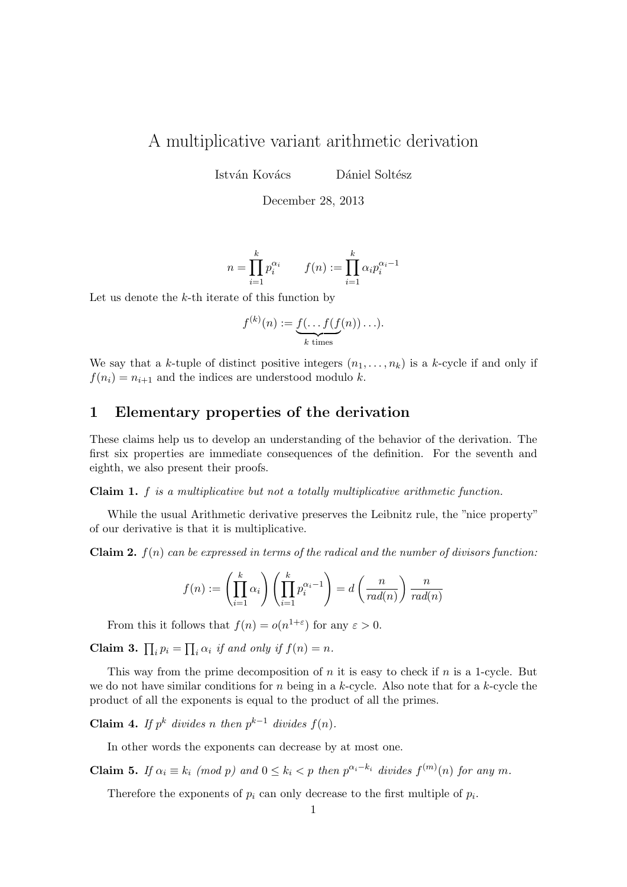# A multiplicative variant arithmetic derivation

István Kovács  Dániel Soltész

December 28, 2013

$$n = \prod_{i=1}^{k} p_i^{\alpha_i} \qquad f(n) := \prod_{i=1}^{k} \alpha_i p_i^{\alpha_i - 1}$$

Let us denote the $k$-th iterate of this function by

$$f^{(k)}(n) := \underbrace{f(\ldots f(f}_{k \text{ times}}(n))\ldots).$$

We say that a $k$-tuple of distinct positive integers $(n_1, \ldots, n_k)$ is a $k$-cycle if and only if $f(n_i) = n_{i+1}$ and the indices are understood modulo $k$.

## 1 Elementary properties of the derivation

These claims help us to develop an understanding of the behavior of the derivation. The first six properties are immediate consequences of the definition. For the seventh and eighth, we also present their proofs.

**Claim 1.** *$f$ is a multiplicative but not a totally multiplicative arithmetic function.*

While the usual Arithmetic derivative preserves the Leibnitz rule, the "nice property" of our derivative is that it is multiplicative.

**Claim 2.** *$f(n)$ can be expressed in terms of the radical and the number of divisors function:*

$$f(n) := \left(\prod_{i=1}^{k} \alpha_i\right)\left(\prod_{i=1}^{k} p_i^{\alpha_i - 1}\right) = d\left(\frac{n}{rad(n)}\right)\frac{n}{rad(n)}$$

From this it follows that $f(n) = o(n^{1+\varepsilon})$ for any $\varepsilon > 0$.

**Claim 3.** *$\prod_i p_i = \prod_i \alpha_i$ if and only if $f(n) = n$.*

This way from the prime decomposition of $n$ it is easy to check if $n$ is a 1-cycle. But we do not have similar conditions for $n$ being in a $k$-cycle. Also note that for a $k$-cycle the product of all the exponents is equal to the product of all the primes.

**Claim 4.** *If $p^k$ divides $n$ then $p^{k-1}$ divides $f(n)$.*

In other words the exponents can decrease by at most one.

**Claim 5.** *If $\alpha_i \equiv k_i \pmod{p}$ and $0 \leq k_i < p$ then $p^{\alpha_i - k_i}$ divides $f^{(m)}(n)$ for any $m$.*

Therefore the exponents of $p_i$ can only decrease to the first multiple of $p_i$.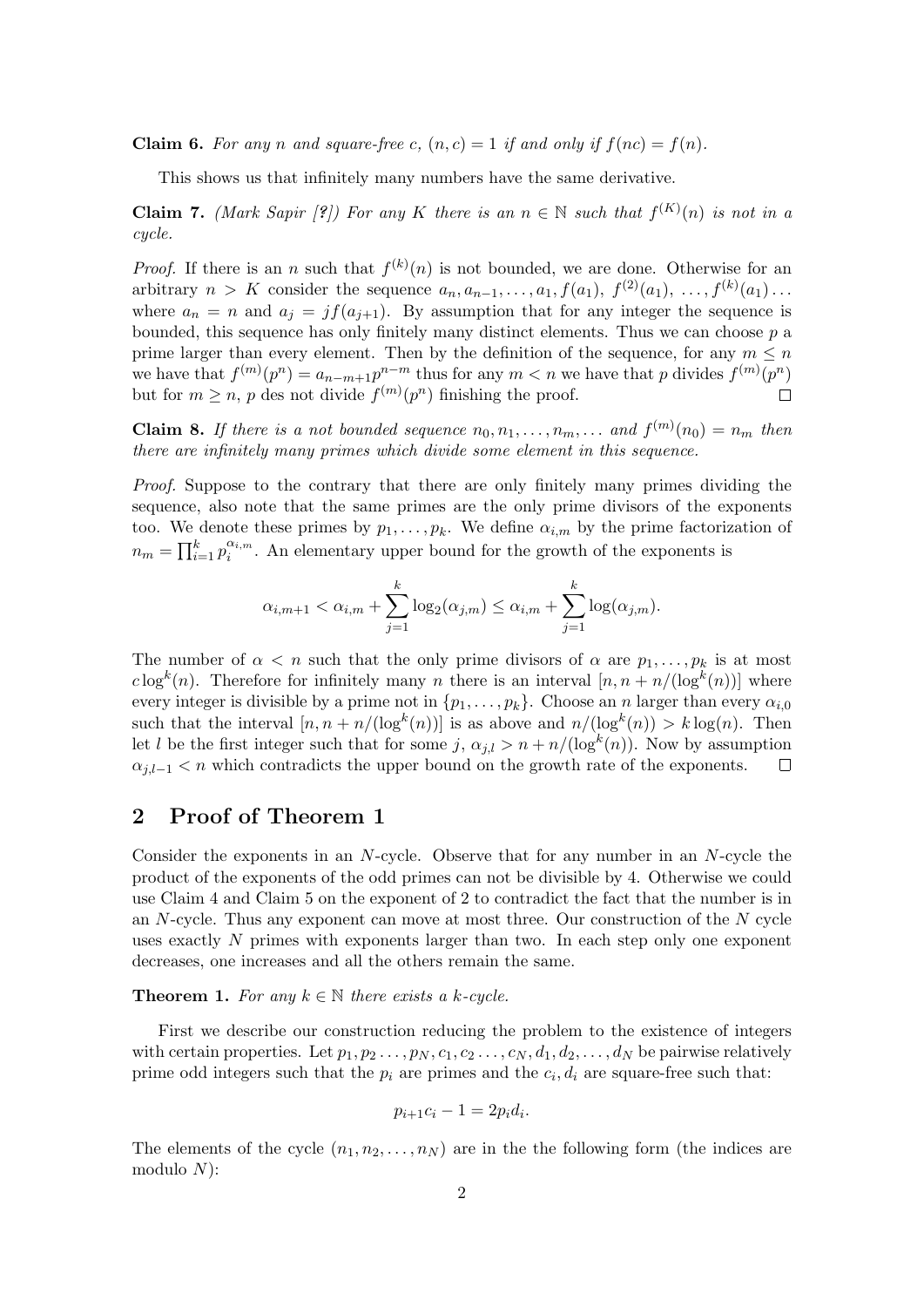**Claim 6.** *For any $n$ and square-free $c$, $(n,c) = 1$ if and only if $f(nc) = f(n)$.*

This shows us that infinitely many numbers have the same derivative.

**Claim 7.** *(Mark Sapir [?]) For any $K$ there is an $n \in \mathbb{N}$ such that $f^{(K)}(n)$ is not in a cycle.*

*Proof.* If there is an $n$ such that $f^{(k)}(n)$ is not bounded, we are done. Otherwise for an arbitrary $n > K$ consider the sequence $a_n, a_{n-1}, \ldots, a_1, f(a_1),\ f^{(2)}(a_1),\ \ldots, f^{(k)}(a_1) \ldots$ where $a_n = n$ and $a_j = jf(a_{j+1})$. By assumption that for any integer the sequence is bounded, this sequence has only finitely many distinct elements. Thus we can choose $p$ a prime larger than every element. Then by the definition of the sequence, for any $m \leq n$ we have that $f^{(m)}(p^n) = a_{n-m+1}p^{n-m}$ thus for any $m < n$ we have that $p$ divides $f^{(m)}(p^n)$ but for $m \geq n$, $p$ des not divide $f^{(m)}(p^n)$ finishing the proof. $\square$

**Claim 8.** *If there is a not bounded sequence $n_0, n_1, \ldots, n_m, \ldots$ and $f^{(m)}(n_0) = n_m$ then there are infinitely many primes which divide some element in this sequence.*

*Proof.* Suppose to the contrary that there are only finitely many primes dividing the sequence, also note that the same primes are the only prime divisors of the exponents too. We denote these primes by $p_1, \ldots, p_k$. We define $\alpha_{i,m}$ by the prime factorization of $n_m = \prod_{i=1}^{k} p_i^{\alpha_{i,m}}$. An elementary upper bound for the growth of the exponents is

$$\alpha_{i,m+1} < \alpha_{i,m} + \sum_{j=1}^{k} \log_2(\alpha_{j,m}) \leq \alpha_{i,m} + \sum_{j=1}^{k} \log(\alpha_{j,m}).$$

The number of $\alpha < n$ such that the only prime divisors of $\alpha$ are $p_1, \ldots, p_k$ is at most $c\log^k(n)$. Therefore for infinitely many $n$ there is an interval $[n, n + n/(\log^k(n))]$ where every integer is divisible by a prime not in $\{p_1, \ldots, p_k\}$. Choose an $n$ larger than every $\alpha_{i,0}$ such that the interval $[n, n + n/(\log^k(n))]$ is as above and $n/(\log^k(n)) > k\log(n)$. Then let $l$ be the first integer such that for some $j$, $\alpha_{j,l} > n + n/(\log^k(n))$. Now by assumption $\alpha_{j,l-1} < n$ which contradicts the upper bound on the growth rate of the exponents. $\square$

## 2 Proof of Theorem 1

Consider the exponents in an $N$-cycle. Observe that for any number in an $N$-cycle the product of the exponents of the odd primes can not be divisible by 4. Otherwise we could use Claim 4 and Claim 5 on the exponent of 2 to contradict the fact that the number is in an $N$-cycle. Thus any exponent can move at most three. Our construction of the $N$ cycle uses exactly $N$ primes with exponents larger than two. In each step only one exponent decreases, one increases and all the others remain the same.

**Theorem 1.** *For any $k \in \mathbb{N}$ there exists a $k$-cycle.*

First we describe our construction reducing the problem to the existence of integers with certain properties. Let $p_1, p_2 \ldots, p_N, c_1, c_2 \ldots, c_N, d_1, d_2, \ldots, d_N$ be pairwise relatively prime odd integers such that the $p_i$ are primes and the $c_i, d_i$ are square-free such that:

$$p_{i+1}c_i - 1 = 2p_id_i.$$

The elements of the cycle $(n_1, n_2, \ldots, n_N)$ are in the the following form (the indices are modulo $N$):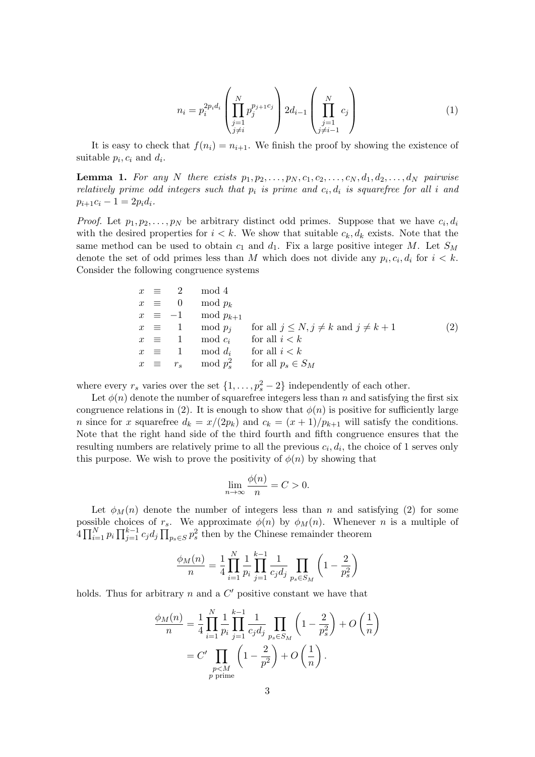$$
n_i = p_i^{2p_i d_i} \left( \prod_{\substack{j=1 \\ j \neq i}}^{N} p_j^{p_{j+1} c_j} \right) 2 d_{i-1} \left( \prod_{\substack{j=1 \\ j \neq i-1}}^{N} c_j \right) \tag{1}
$$

It is easy to check that $f(n_i) = n_{i+1}$. We finish the proof by showing the existence of suitable $p_i, c_i$ and $d_i$.

**Lemma 1.** *For any $N$ there exists $p_1, p_2, \ldots, p_N, c_1, c_2, \ldots, c_N, d_1, d_2, \ldots, d_N$ pairwise relatively prime odd integers such that $p_i$ is prime and $c_i, d_i$ is squarefree for all $i$ and $p_{i+1} c_i - 1 = 2 p_i d_i$.*

*Proof.* Let $p_1, p_2, \ldots, p_N$ be arbitrary distinct odd primes. Suppose that we have $c_i, d_i$ with the desired properties for $i < k$. We show that suitable $c_k, d_k$ exists. Note that the same method can be used to obtain $c_1$ and $d_1$. Fix a large positive integer $M$. Let $S_M$ denote the set of odd primes less than $M$ which does not divide any $p_i, c_i, d_i$ for $i < k$. Consider the following congruence systems

$$
\begin{array}{llll}
x \equiv 2 & \bmod 4 & & \\
x \equiv 0 & \bmod p_k & & \\
x \equiv -1 & \bmod p_{k+1} & & \\
x \equiv 1 & \bmod p_j & \text{for all } j \leq N, j \neq k \text{ and } j \neq k+1 & \\
x \equiv 1 & \bmod c_i & \text{for all } i < k & \\
x \equiv 1 & \bmod d_i & \text{for all } i < k & \\
x \equiv r_s & \bmod p_s^2 & \text{for all } p_s \in S_M &
\end{array} \tag{2}
$$

where every $r_s$ varies over the set $\{1, \ldots, p_s^2 - 2\}$ independently of each other.

Let $\phi(n)$ denote the number of squarefree integers less than $n$ and satisfying the first six congruence relations in (2). It is enough to show that $\phi(n)$ is positive for sufficiently large $n$ since for $x$ squarefree $d_k = x/(2p_k)$ and $c_k = (x+1)/p_{k+1}$ will satisfy the conditions. Note that the right hand side of the third fourth and fifth congruence ensures that the resulting numbers are relatively prime to all the previous $c_i, d_i$, the choice of 1 serves only this purpose. We wish to prove the positivity of $\phi(n)$ by showing that

$$
\lim_{n \to \infty} \frac{\phi(n)}{n} = C > 0.
$$

Let $\phi_M(n)$ denote the number of integers less than $n$ and satisfying (2) for some possible choices of $r_s$. We approximate $\phi(n)$ by $\phi_M(n)$. Whenever $n$ is a multiple of $4 \prod_{i=1}^{N} p_i \prod_{j=1}^{k-1} c_j d_j \prod_{p_s \in S} p_s^2$ then by the Chinese remainder theorem

$$
\frac{\phi_M(n)}{n} = \frac{1}{4} \prod_{i=1}^{N} \frac{1}{p_i} \prod_{j=1}^{k-1} \frac{1}{c_j d_j} \prod_{p_s \in S_M} \left(1 - \frac{2}{p_s^2}\right)
$$

holds. Thus for arbitrary $n$ and a $C'$ positive constant we have that

$$
\begin{aligned}
\frac{\phi_M(n)}{n} &= \frac{1}{4} \prod_{i=1}^{N} \frac{1}{p_i} \prod_{j=1}^{k-1} \frac{1}{c_j d_j} \prod_{p_s \in S_M} \left(1 - \frac{2}{p_s^2}\right) + O\left(\frac{1}{n}\right) \\
&= C' \prod_{\substack{p < M \\ p \text{ prime}}} \left(1 - \frac{2}{p^2}\right) + O\left(\frac{1}{n}\right).
\end{aligned}
$$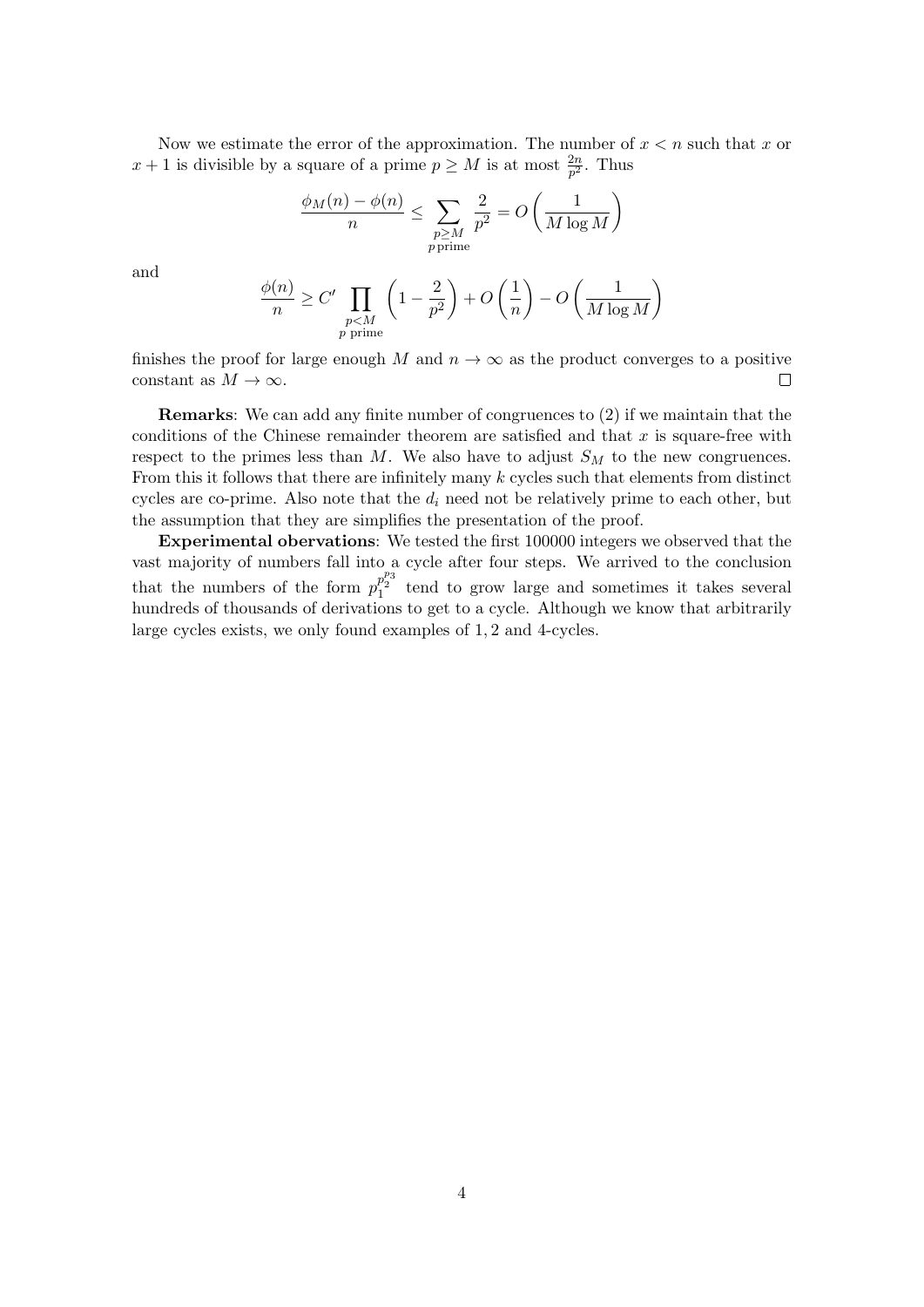Now we estimate the error of the approximation. The number of $x < n$ such that $x$ or $x + 1$ is divisible by a square of a prime $p \geq M$ is at most $\frac{2n}{p^2}$. Thus

$$\frac{\phi_M(n) - \phi(n)}{n} \leq \sum_{\substack{p \geq M \\ p \,\text{prime}}} \frac{2}{p^2} = O\left(\frac{1}{M \log M}\right)$$

and

$$\frac{\phi(n)}{n} \geq C' \prod_{\substack{p < M \\ p \text{ prime}}} \left(1 - \frac{2}{p^2}\right) + O\left(\frac{1}{n}\right) - O\left(\frac{1}{M \log M}\right)$$

finishes the proof for large enough $M$ and $n \to \infty$ as the product converges to a positive constant as $M \to \infty$. $\square$

**Remarks**: We can add any finite number of congruences to (2) if we maintain that the conditions of the Chinese remainder theorem are satisfied and that $x$ is square-free with respect to the primes less than $M$. We also have to adjust $S_M$ to the new congruences. From this it follows that there are infinitely many $k$ cycles such that elements from distinct cycles are co-prime. Also note that the $d_i$ need not be relatively prime to each other, but the assumption that they are simplifies the presentation of the proof.

**Experimental obervations**: We tested the first 100000 integers we observed that the vast majority of numbers fall into a cycle after four steps. We arrived to the conclusion that the numbers of the form $p_1^{p_2^{p_3}}$ tend to grow large and sometimes it takes several hundreds of thousands of derivations to get to a cycle. Although we know that arbitrarily large cycles exists, we only found examples of $1, 2$ and 4-cycles.